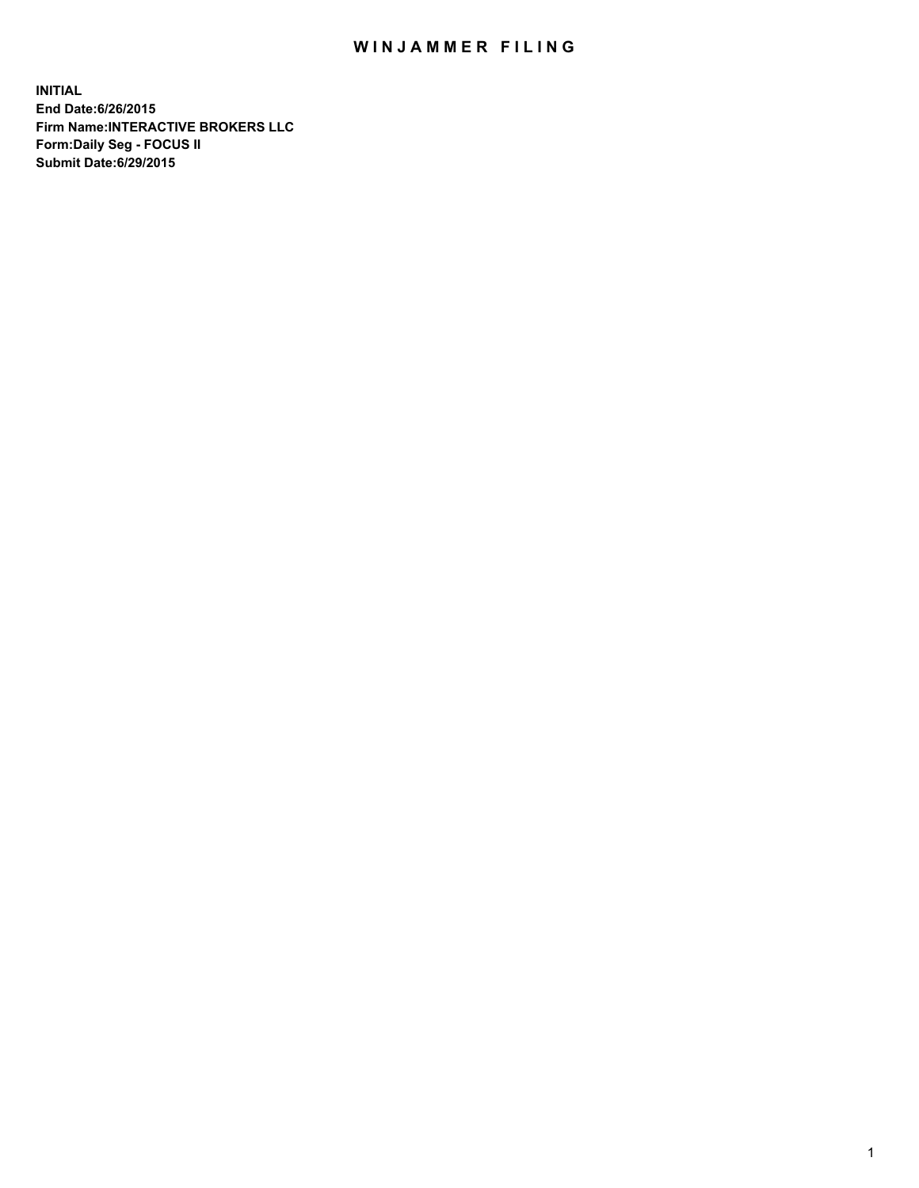# WINJAMMER FILING

**INITIAL**
**End Date:6/26/2015**
**Firm Name:INTERACTIVE BROKERS LLC**
**Form:Daily Seg - FOCUS II**
**Submit Date:6/29/2015**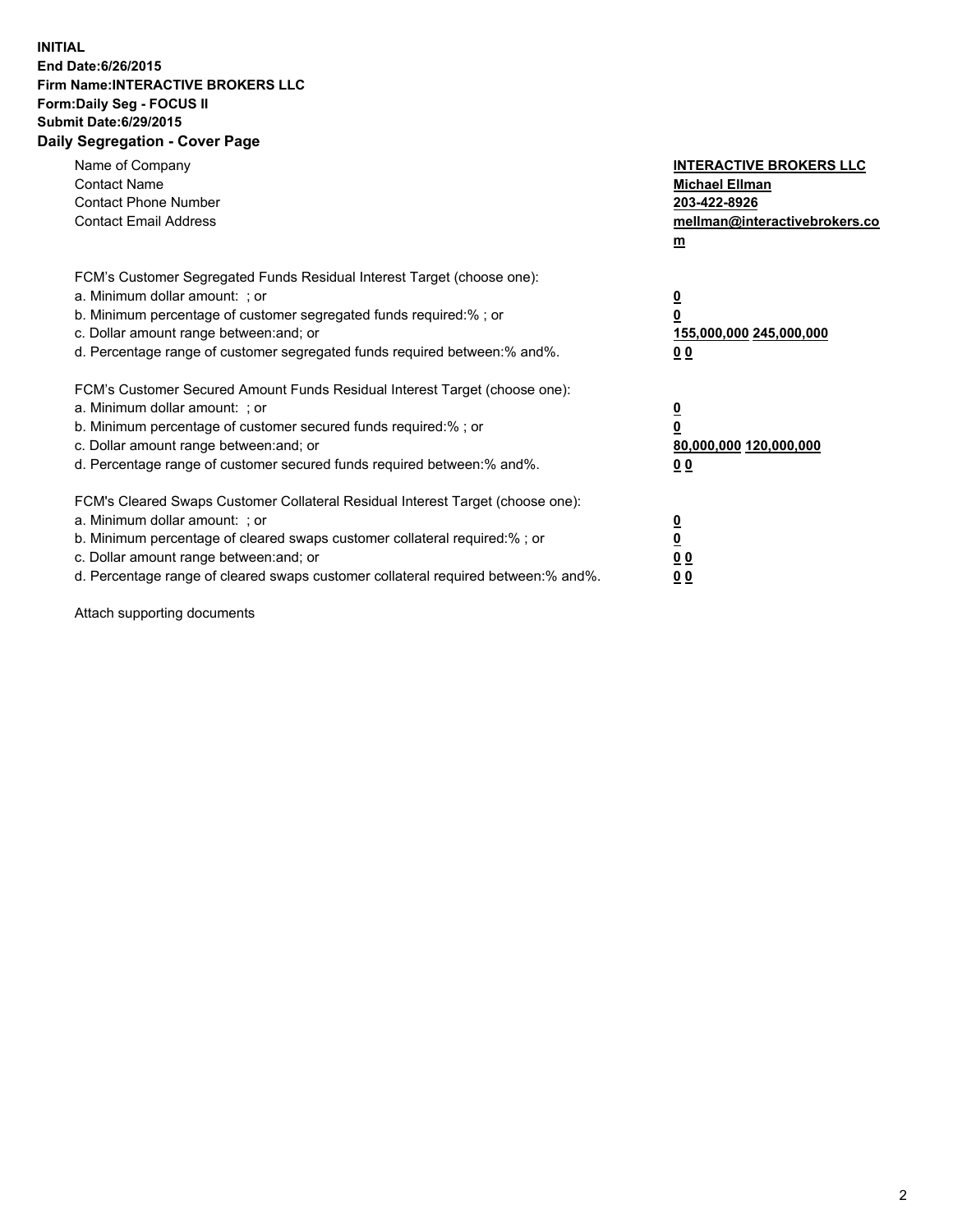**INITIAL**
**End Date:6/26/2015**
**Firm Name:INTERACTIVE BROKERS LLC**
**Form:Daily Seg - FOCUS II**
**Submit Date:6/29/2015**

## Daily Segregation - Cover Page

| | |
|---|---|
| Name of Company | **INTERACTIVE BROKERS LLC** |
| Contact Name | **Michael Ellman** |
| Contact Phone Number | **203-422-8926** |
| Contact Email Address | **mellman@interactivebrokers.com** |

FCM's Customer Segregated Funds Residual Interest Target (choose one):

| | |
|---|---|
| a. Minimum dollar amount: ; or | **0** |
| b. Minimum percentage of customer segregated funds required:% ; or | **0** |
| c. Dollar amount range between:and; or | **155,000,000 245,000,000** |
| d. Percentage range of customer segregated funds required between:% and%. | **0 0** |

FCM's Customer Secured Amount Funds Residual Interest Target (choose one):

| | |
|---|---|
| a. Minimum dollar amount: ; or | **0** |
| b. Minimum percentage of customer secured funds required:% ; or | **0** |
| c. Dollar amount range between:and; or | **80,000,000 120,000,000** |
| d. Percentage range of customer secured funds required between:% and%. | **0 0** |

FCM's Cleared Swaps Customer Collateral Residual Interest Target (choose one):

| | |
|---|---|
| a. Minimum dollar amount: ; or | **0** |
| b. Minimum percentage of cleared swaps customer collateral required:% ; or | **0** |
| c. Dollar amount range between:and; or | **0 0** |
| d. Percentage range of cleared swaps customer collateral required between:% and%. | **0 0** |

Attach supporting documents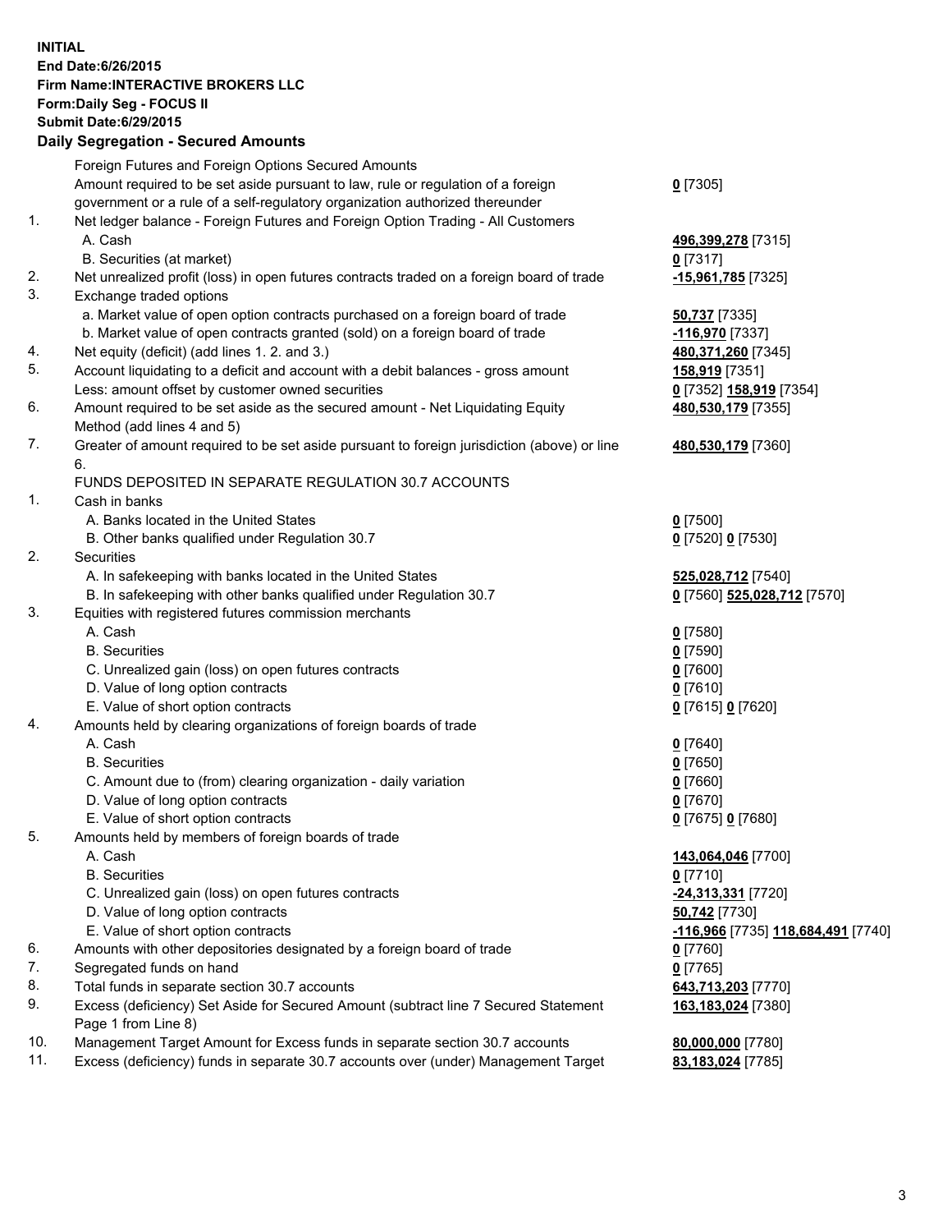**INITIAL**
**End Date:6/26/2015**
**Firm Name:INTERACTIVE BROKERS LLC**
**Form:Daily Seg - FOCUS II**
**Submit Date:6/29/2015**

## Daily Segregation - Secured Amounts

| | | |
|---|---|---|
| | Foreign Futures and Foreign Options Secured Amounts | |
| | Amount required to be set aside pursuant to law, rule or regulation of a foreign government or a rule of a self-regulatory organization authorized thereunder | **0** [7305] |
| 1. | Net ledger balance - Foreign Futures and Foreign Option Trading - All Customers | |
| | A. Cash | **496,399,278** [7315] |
| | B. Securities (at market) | **0** [7317] |
| 2. | Net unrealized profit (loss) in open futures contracts traded on a foreign board of trade | **-15,961,785** [7325] |
| 3. | Exchange traded options | |
| | a. Market value of open option contracts purchased on a foreign board of trade | **50,737** [7335] |
| | b. Market value of open contracts granted (sold) on a foreign board of trade | **-116,970** [7337] |
| 4. | Net equity (deficit) (add lines 1. 2. and 3.) | **480,371,260** [7345] |
| 5. | Account liquidating to a deficit and account with a debit balances - gross amount | **158,919** [7351] |
| | Less: amount offset by customer owned securities | **0** [7352] **158,919** [7354] |
| 6. | Amount required to be set aside as the secured amount - Net Liquidating Equity Method (add lines 4 and 5) | **480,530,179** [7355] |
| 7. | Greater of amount required to be set aside pursuant to foreign jurisdiction (above) or line 6. | **480,530,179** [7360] |
| | FUNDS DEPOSITED IN SEPARATE REGULATION 30.7 ACCOUNTS | |
| 1. | Cash in banks | |
| | A. Banks located in the United States | **0** [7500] |
| | B. Other banks qualified under Regulation 30.7 | **0** [7520] **0** [7530] |
| 2. | Securities | |
| | A. In safekeeping with banks located in the United States | **525,028,712** [7540] |
| | B. In safekeeping with other banks qualified under Regulation 30.7 | **0** [7560] **525,028,712** [7570] |
| 3. | Equities with registered futures commission merchants | |
| | A. Cash | **0** [7580] |
| | B. Securities | **0** [7590] |
| | C. Unrealized gain (loss) on open futures contracts | **0** [7600] |
| | D. Value of long option contracts | **0** [7610] |
| | E. Value of short option contracts | **0** [7615] **0** [7620] |
| 4. | Amounts held by clearing organizations of foreign boards of trade | |
| | A. Cash | **0** [7640] |
| | B. Securities | **0** [7650] |
| | C. Amount due to (from) clearing organization - daily variation | **0** [7660] |
| | D. Value of long option contracts | **0** [7670] |
| | E. Value of short option contracts | **0** [7675] **0** [7680] |
| 5. | Amounts held by members of foreign boards of trade | |
| | A. Cash | **143,064,046** [7700] |
| | B. Securities | **0** [7710] |
| | C. Unrealized gain (loss) on open futures contracts | **-24,313,331** [7720] |
| | D. Value of long option contracts | **50,742** [7730] |
| | E. Value of short option contracts | **-116,966** [7735] **118,684,491** [7740] |
| 6. | Amounts with other depositories designated by a foreign board of trade | **0** [7760] |
| 7. | Segregated funds on hand | **0** [7765] |
| 8. | Total funds in separate section 30.7 accounts | **643,713,203** [7770] |
| 9. | Excess (deficiency) Set Aside for Secured Amount (subtract line 7 Secured Statement Page 1 from Line 8) | **163,183,024** [7380] |
| 10. | Management Target Amount for Excess funds in separate section 30.7 accounts | **80,000,000** [7780] |
| 11. | Excess (deficiency) funds in separate 30.7 accounts over (under) Management Target | **83,183,024** [7785] |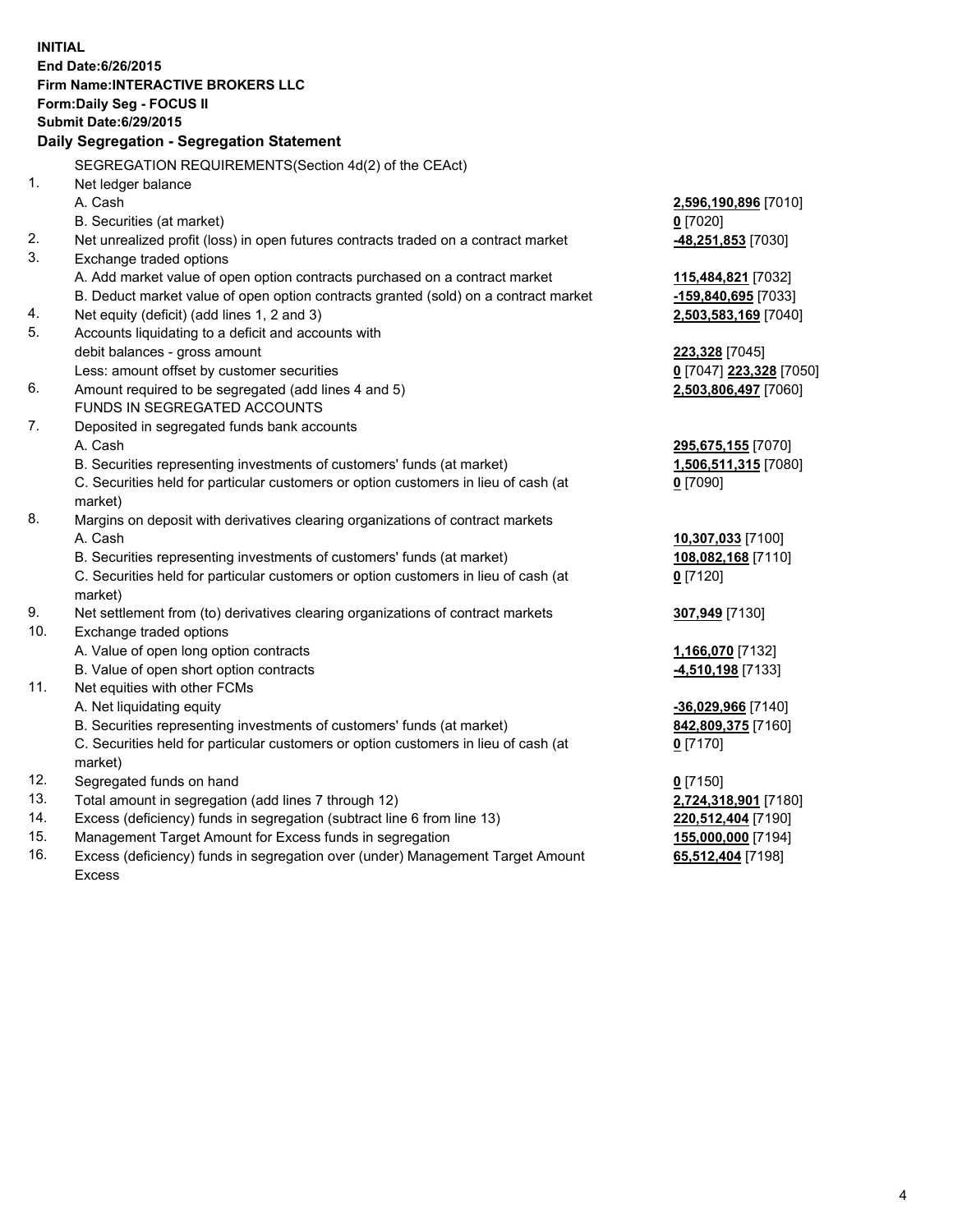**INITIAL**
**End Date:6/26/2015**
**Firm Name:INTERACTIVE BROKERS LLC**
**Form:Daily Seg - FOCUS II**
**Submit Date:6/29/2015**

**Daily Segregation - Segregation Statement**

SEGREGATION REQUIREMENTS(Section 4d(2) of the CEAct)

| | | |
|---|---|---|
| 1. | Net ledger balance | |
| | A. Cash | **2,596,190,896** [7010] |
| | B. Securities (at market) | **0** [7020] |
| 2. | Net unrealized profit (loss) in open futures contracts traded on a contract market | **-48,251,853** [7030] |
| 3. | Exchange traded options | |
| | A. Add market value of open option contracts purchased on a contract market | **115,484,821** [7032] |
| | B. Deduct market value of open option contracts granted (sold) on a contract market | **-159,840,695** [7033] |
| 4. | Net equity (deficit) (add lines 1, 2 and 3) | **2,503,583,169** [7040] |
| 5. | Accounts liquidating to a deficit and accounts with | |
| | debit balances - gross amount | **223,328** [7045] |
| | Less: amount offset by customer securities | **0** [7047] **223,328** [7050] |
| 6. | Amount required to be segregated (add lines 4 and 5) | **2,503,806,497** [7060] |
| | FUNDS IN SEGREGATED ACCOUNTS | |
| 7. | Deposited in segregated funds bank accounts | |
| | A. Cash | **295,675,155** [7070] |
| | B. Securities representing investments of customers' funds (at market) | **1,506,511,315** [7080] |
| | C. Securities held for particular customers or option customers in lieu of cash (at market) | **0** [7090] |
| 8. | Margins on deposit with derivatives clearing organizations of contract markets | |
| | A. Cash | **10,307,033** [7100] |
| | B. Securities representing investments of customers' funds (at market) | **108,082,168** [7110] |
| | C. Securities held for particular customers or option customers in lieu of cash (at market) | **0** [7120] |
| 9. | Net settlement from (to) derivatives clearing organizations of contract markets | **307,949** [7130] |
| 10. | Exchange traded options | |
| | A. Value of open long option contracts | **1,166,070** [7132] |
| | B. Value of open short option contracts | **-4,510,198** [7133] |
| 11. | Net equities with other FCMs | |
| | A. Net liquidating equity | **-36,029,966** [7140] |
| | B. Securities representing investments of customers' funds (at market) | **842,809,375** [7160] |
| | C. Securities held for particular customers or option customers in lieu of cash (at market) | **0** [7170] |
| 12. | Segregated funds on hand | **0** [7150] |
| 13. | Total amount in segregation (add lines 7 through 12) | **2,724,318,901** [7180] |
| 14. | Excess (deficiency) funds in segregation (subtract line 6 from line 13) | **220,512,404** [7190] |
| 15. | Management Target Amount for Excess funds in segregation | **155,000,000** [7194] |
| 16. | Excess (deficiency) funds in segregation over (under) Management Target Amount Excess | **65,512,404** [7198] |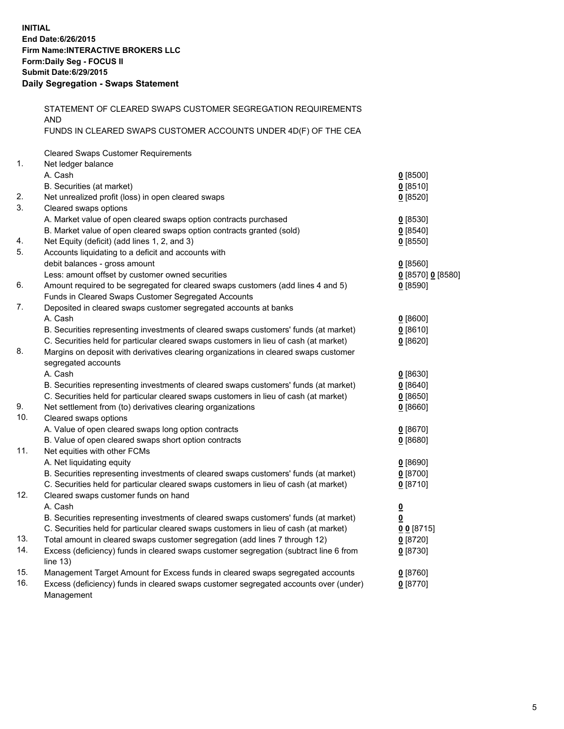**INITIAL**
**End Date:6/26/2015**
**Firm Name:INTERACTIVE BROKERS LLC**
**Form:Daily Seg - FOCUS II**
**Submit Date:6/29/2015**
**Daily Segregation - Swaps Statement**

STATEMENT OF CLEARED SWAPS CUSTOMER SEGREGATION REQUIREMENTS AND FUNDS IN CLEARED SWAPS CUSTOMER ACCOUNTS UNDER 4D(F) OF THE CEA

| | | |
|---|---|---|
| | Cleared Swaps Customer Requirements | |
| 1. | Net ledger balance | |
| | A. Cash | 0 [8500] |
| | B. Securities (at market) | 0 [8510] |
| 2. | Net unrealized profit (loss) in open cleared swaps | 0 [8520] |
| 3. | Cleared swaps options | |
| | A. Market value of open cleared swaps option contracts purchased | 0 [8530] |
| | B. Market value of open cleared swaps option contracts granted (sold) | 0 [8540] |
| 4. | Net Equity (deficit) (add lines 1, 2, and 3) | 0 [8550] |
| 5. | Accounts liquidating to a deficit and accounts with debit balances - gross amount | 0 [8560] |
| | Less: amount offset by customer owned securities | 0 [8570] 0 [8580] |
| 6. | Amount required to be segregated for cleared swaps customers (add lines 4 and 5) | 0 [8590] |
| | Funds in Cleared Swaps Customer Segregated Accounts | |
| 7. | Deposited in cleared swaps customer segregated accounts at banks | |
| | A. Cash | 0 [8600] |
| | B. Securities representing investments of cleared swaps customers' funds (at market) | 0 [8610] |
| | C. Securities held for particular cleared swaps customers in lieu of cash (at market) | 0 [8620] |
| 8. | Margins on deposit with derivatives clearing organizations in cleared swaps customer segregated accounts | |
| | A. Cash | 0 [8630] |
| | B. Securities representing investments of cleared swaps customers' funds (at market) | 0 [8640] |
| | C. Securities held for particular cleared swaps customers in lieu of cash (at market) | 0 [8650] |
| 9. | Net settlement from (to) derivatives clearing organizations | 0 [8660] |
| 10. | Cleared swaps options | |
| | A. Value of open cleared swaps long option contracts | 0 [8670] |
| | B. Value of open cleared swaps short option contracts | 0 [8680] |
| 11. | Net equities with other FCMs | |
| | A. Net liquidating equity | 0 [8690] |
| | B. Securities representing investments of cleared swaps customers' funds (at market) | 0 [8700] |
| | C. Securities held for particular cleared swaps customers in lieu of cash (at market) | 0 [8710] |
| 12. | Cleared swaps customer funds on hand | |
| | A. Cash | 0 |
| | B. Securities representing investments of cleared swaps customers' funds (at market) | 0 |
| | C. Securities held for particular cleared swaps customers in lieu of cash (at market) | 0 0 [8715] |
| 13. | Total amount in cleared swaps customer segregation (add lines 7 through 12) | 0 [8720] |
| 14. | Excess (deficiency) funds in cleared swaps customer segregation (subtract line 6 from line 13) | 0 [8730] |
| 15. | Management Target Amount for Excess funds in cleared swaps segregated accounts | 0 [8760] |
| 16. | Excess (deficiency) funds in cleared swaps customer segregated accounts over (under) Management | 0 [8770] |